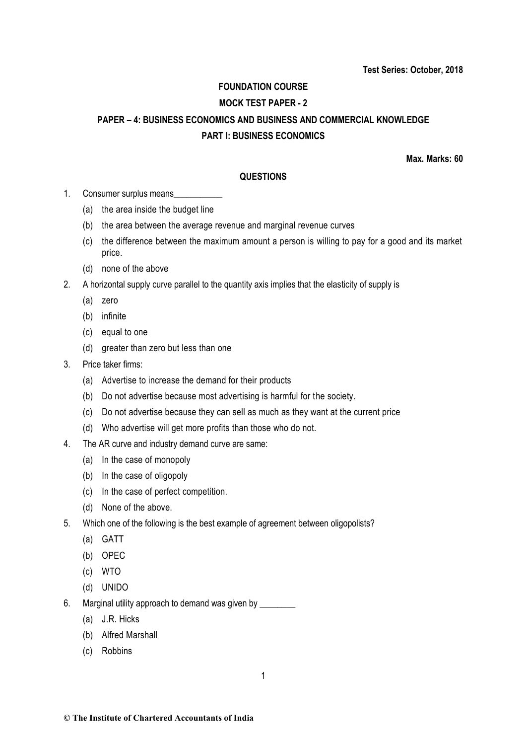**Test Series: October, 2018**

# FOUNDATION COURSE

## MOCK TEST PAPER - 2

## PAPER – 4: BUSINESS ECONOMICS AND BUSINESS AND COMMERCIAL KNOWLEDGE

## PART I: BUSINESS ECONOMICS

**Max. Marks: 60**

### QUESTIONS

1. Consumer surplus means___________
   - (a) the area inside the budget line
   - (b) the area between the average revenue and marginal revenue curves
   - (c) the difference between the maximum amount a person is willing to pay for a good and its market price.
   - (d) none of the above
2. A horizontal supply curve parallel to the quantity axis implies that the elasticity of supply is
   - (a) zero
   - (b) infinite
   - (c) equal to one
   - (d) greater than zero but less than one
3. Price taker firms:
   - (a) Advertise to increase the demand for their products
   - (b) Do not advertise because most advertising is harmful for the society.
   - (c) Do not advertise because they can sell as much as they want at the current price
   - (d) Who advertise will get more profits than those who do not.
4. The AR curve and industry demand curve are same:
   - (a) In the case of monopoly
   - (b) In the case of oligopoly
   - (c) In the case of perfect competition.
   - (d) None of the above.
5. Which one of the following is the best example of agreement between oligopolists?
   - (a) GATT
   - (b) OPEC
   - (c) WTO
   - (d) UNIDO
6. Marginal utility approach to demand was given by ________
   - (a) J.R. Hicks
   - (b) Alfred Marshall
   - (c) Robbins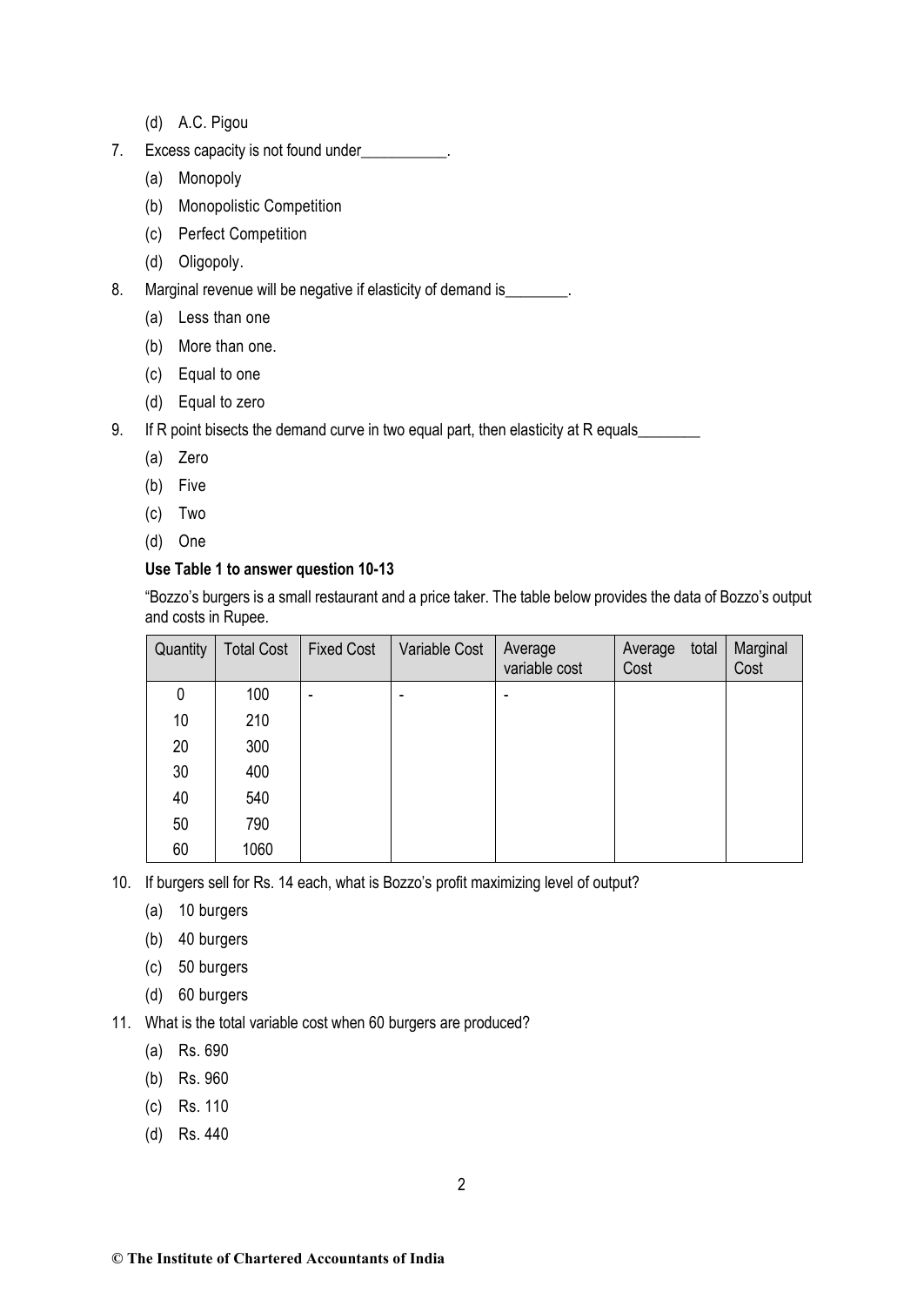(d) A.C. Pigou

7. Excess capacity is not found under___________.
   - (a) Monopoly
   - (b) Monopolistic Competition
   - (c) Perfect Competition
   - (d) Oligopoly.

8. Marginal revenue will be negative if elasticity of demand is________.
   - (a) Less than one
   - (b) More than one.
   - (c) Equal to one
   - (d) Equal to zero

9. If R point bisects the demand curve in two equal part, then elasticity at R equals________
   - (a) Zero
   - (b) Five
   - (c) Two
   - (d) One

**Use Table 1 to answer question 10-13**

"Bozzo's burgers is a small restaurant and a price taker. The table below provides the data of Bozzo's output and costs in Rupee.

| Quantity | Total Cost | Fixed Cost | Variable Cost | Average variable cost | Average total Cost | Marginal Cost |
|---|---|---|---|---|---|---|
| 0 | 100 | - | - | - | | |
| 10 | 210 | | | | | |
| 20 | 300 | | | | | |
| 30 | 400 | | | | | |
| 40 | 540 | | | | | |
| 50 | 790 | | | | | |
| 60 | 1060 | | | | | |

10. If burgers sell for Rs. 14 each, what is Bozzo's profit maximizing level of output?
    - (a) 10 burgers
    - (b) 40 burgers
    - (c) 50 burgers
    - (d) 60 burgers

11. What is the total variable cost when 60 burgers are produced?
    - (a) Rs. 690
    - (b) Rs. 960
    - (c) Rs. 110
    - (d) Rs. 440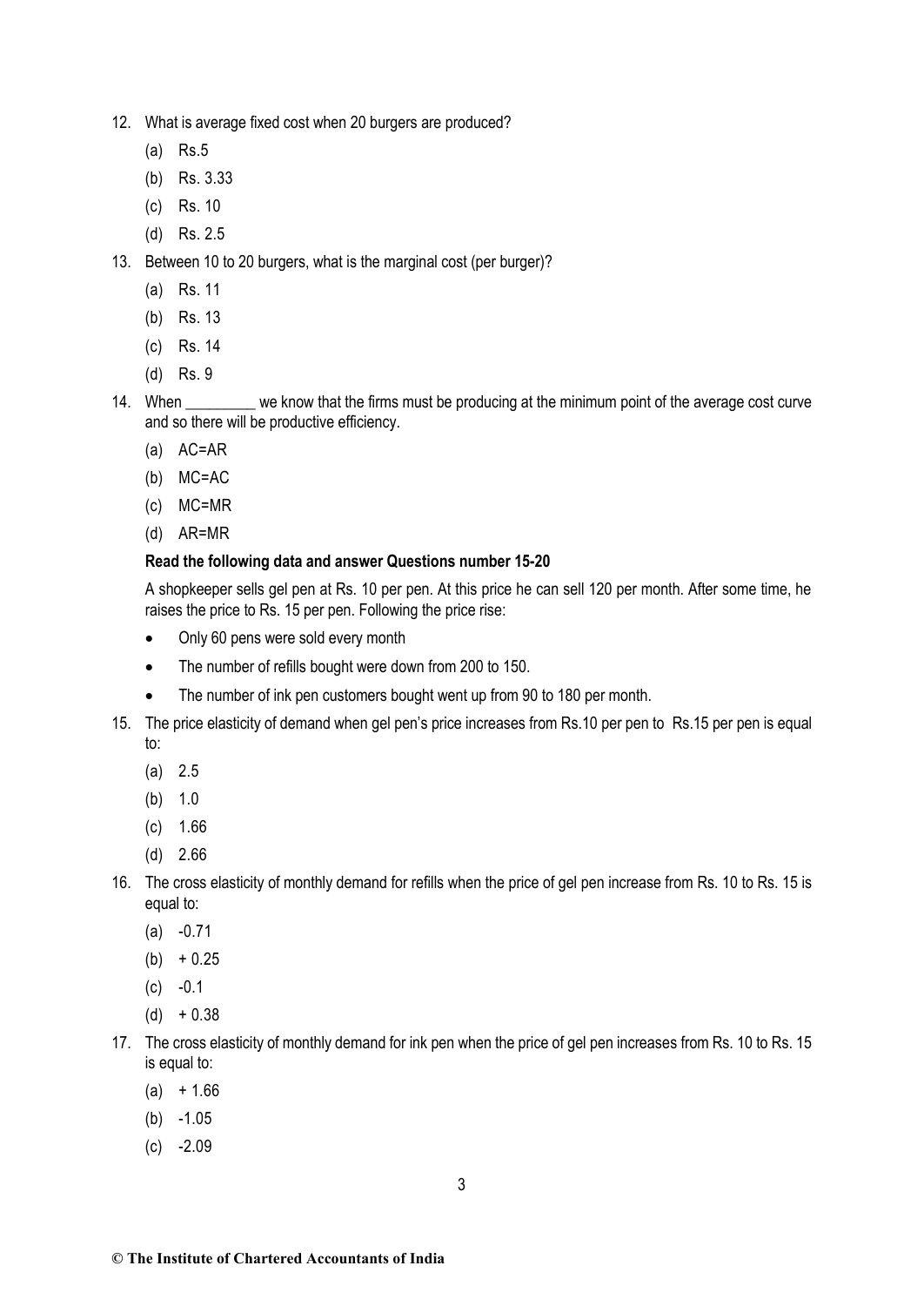12. What is average fixed cost when 20 burgers are produced?

    (a) Rs.5

    (b) Rs. 3.33

    (c) Rs. 10

    (d) Rs. 2.5

13. Between 10 to 20 burgers, what is the marginal cost (per burger)?

    (a) Rs. 11

    (b) Rs. 13

    (c) Rs. 14

    (d) Rs. 9

14. When _________ we know that the firms must be producing at the minimum point of the average cost curve and so there will be productive efficiency.

    (a) AC=AR

    (b) MC=AC

    (c) MC=MR

    (d) AR=MR

**Read the following data and answer Questions number 15-20**

A shopkeeper sells gel pen at Rs. 10 per pen. At this price he can sell 120 per month. After some time, he raises the price to Rs. 15 per pen. Following the price rise:

- Only 60 pens were sold every month
- The number of refills bought were down from 200 to 150.
- The number of ink pen customers bought went up from 90 to 180 per month.

15. The price elasticity of demand when gel pen's price increases from Rs.10 per pen to Rs.15 per pen is equal to:

    (a) 2.5

    (b) 1.0

    (c) 1.66

    (d) 2.66

16. The cross elasticity of monthly demand for refills when the price of gel pen increase from Rs. 10 to Rs. 15 is equal to:

    (a) -0.71

    (b) + 0.25

    (c) -0.1

    (d) + 0.38

17. The cross elasticity of monthly demand for ink pen when the price of gel pen increases from Rs. 10 to Rs. 15 is equal to:

    (a) + 1.66

    (b) -1.05

    (c) -2.09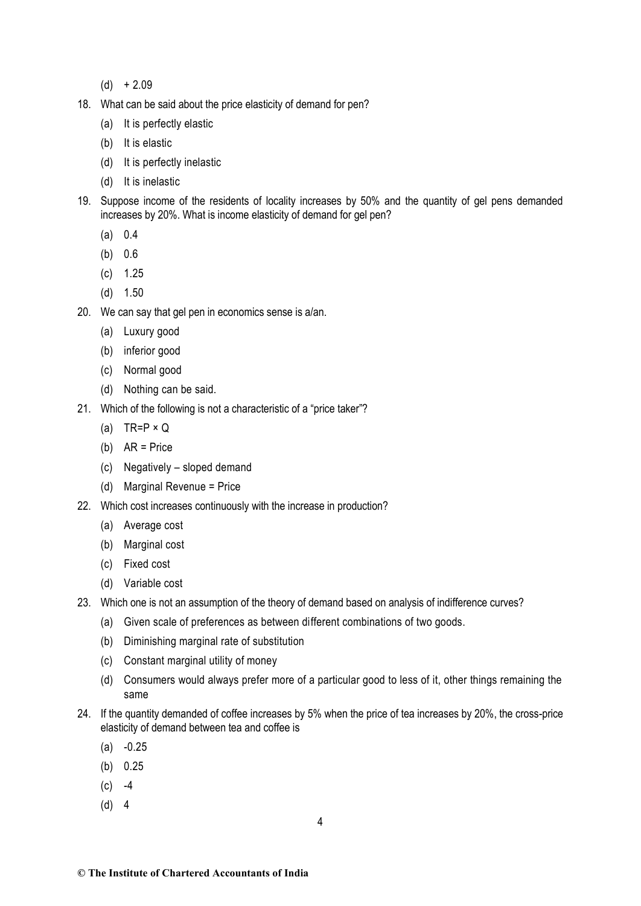(d) + 2.09

18. What can be said about the price elasticity of demand for pen?

    (a) It is perfectly elastic

    (b) It is elastic

    (d) It is perfectly inelastic

    (d) It is inelastic

19. Suppose income of the residents of locality increases by 50% and the quantity of gel pens demanded increases by 20%. What is income elasticity of demand for gel pen?

    (a) 0.4

    (b) 0.6

    (c) 1.25

    (d) 1.50

20. We can say that gel pen in economics sense is a/an.

    (a) Luxury good

    (b) inferior good

    (c) Normal good

    (d) Nothing can be said.

21. Which of the following is not a characteristic of a "price taker"?

    (a) TR=P × Q

    (b) AR = Price

    (c) Negatively – sloped demand

    (d) Marginal Revenue = Price

22. Which cost increases continuously with the increase in production?

    (a) Average cost

    (b) Marginal cost

    (c) Fixed cost

    (d) Variable cost

23. Which one is not an assumption of the theory of demand based on analysis of indifference curves?

    (a) Given scale of preferences as between different combinations of two goods.

    (b) Diminishing marginal rate of substitution

    (c) Constant marginal utility of money

    (d) Consumers would always prefer more of a particular good to less of it, other things remaining the same

24. If the quantity demanded of coffee increases by 5% when the price of tea increases by 20%, the cross-price elasticity of demand between tea and coffee is

    (a) -0.25

    (b) 0.25

    (c) -4

    (d) 4

© The Institute of Chartered Accountants of India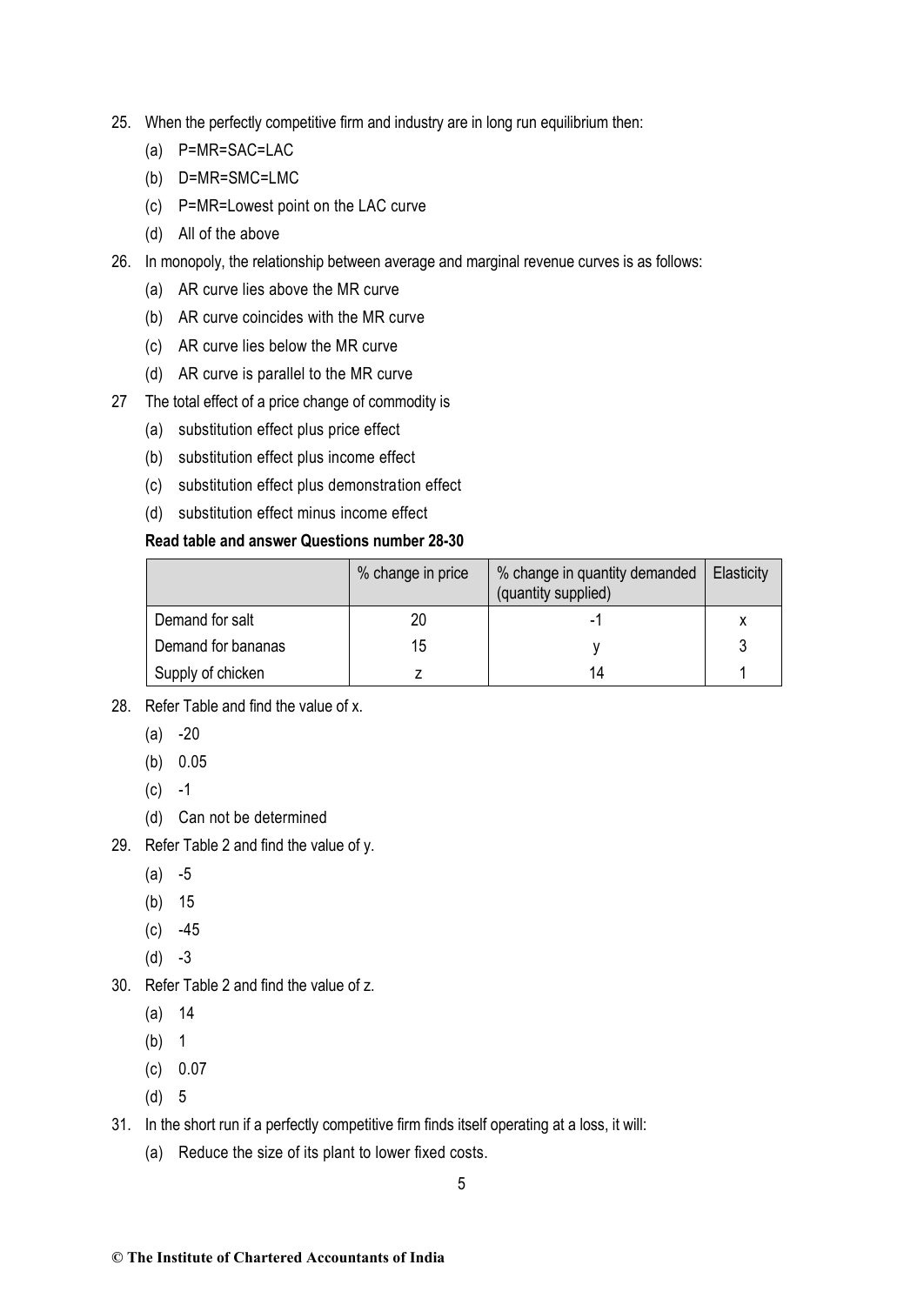25. When the perfectly competitive firm and industry are in long run equilibrium then:
    (a) P=MR=SAC=LAC
    (b) D=MR=SMC=LMC
    (c) P=MR=Lowest point on the LAC curve
    (d) All of the above
26. In monopoly, the relationship between average and marginal revenue curves is as follows:
    (a) AR curve lies above the MR curve
    (b) AR curve coincides with the MR curve
    (c) AR curve lies below the MR curve
    (d) AR curve is parallel to the MR curve
27 The total effect of a price change of commodity is
    (a) substitution effect plus price effect
    (b) substitution effect plus income effect
    (c) substitution effect plus demonstration effect
    (d) substitution effect minus income effect

**Read table and answer Questions number 28-30**

| | % change in price | % change in quantity demanded (quantity supplied) | Elasticity |
|---|---|---|---|
| Demand for salt | 20 | -1 | x |
| Demand for bananas | 15 | y | 3 |
| Supply of chicken | z | 14 | 1 |

28. Refer Table and find the value of x.
    (a) -20
    (b) 0.05
    (c) -1
    (d) Can not be determined
29. Refer Table 2 and find the value of y.
    (a) -5
    (b) 15
    (c) -45
    (d) -3
30. Refer Table 2 and find the value of z.
    (a) 14
    (b) 1
    (c) 0.07
    (d) 5
31. In the short run if a perfectly competitive firm finds itself operating at a loss, it will:
    (a) Reduce the size of its plant to lower fixed costs.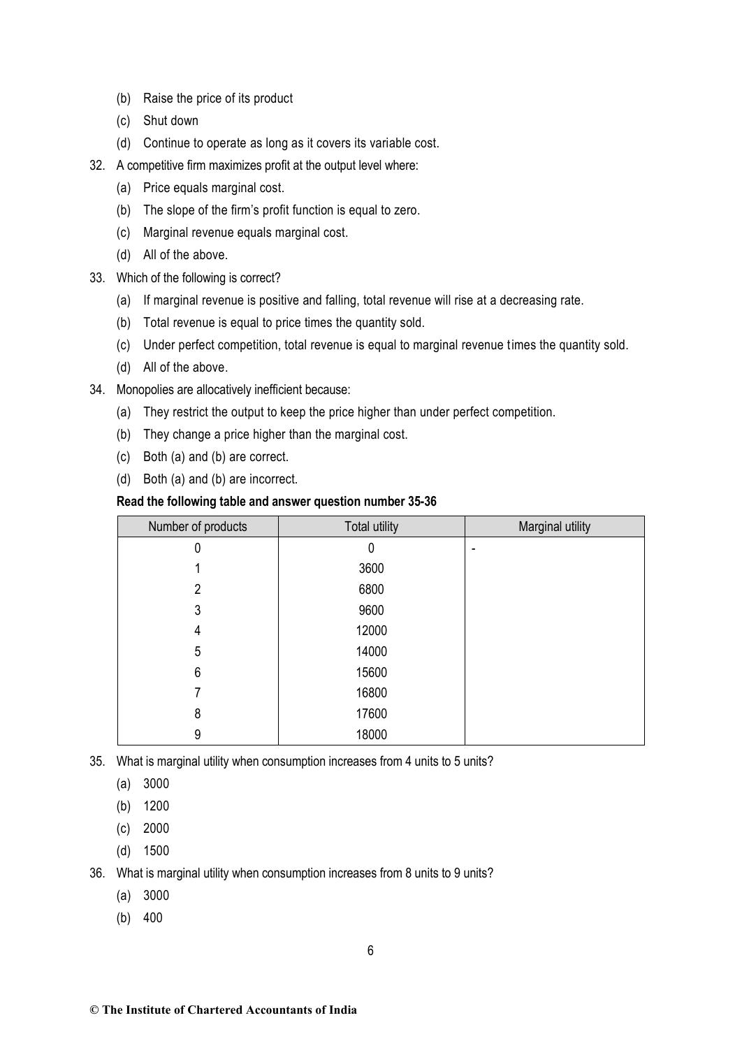(b) Raise the price of its product

(c) Shut down

(d) Continue to operate as long as it covers its variable cost.

32. A competitive firm maximizes profit at the output level where:

    (a) Price equals marginal cost.

    (b) The slope of the firm's profit function is equal to zero.

    (c) Marginal revenue equals marginal cost.

    (d) All of the above.

33. Which of the following is correct?

    (a) If marginal revenue is positive and falling, total revenue will rise at a decreasing rate.

    (b) Total revenue is equal to price times the quantity sold.

    (c) Under perfect competition, total revenue is equal to marginal revenue times the quantity sold.

    (d) All of the above.

34. Monopolies are allocatively inefficient because:

    (a) They restrict the output to keep the price higher than under perfect competition.

    (b) They change a price higher than the marginal cost.

    (c) Both (a) and (b) are correct.

    (d) Both (a) and (b) are incorrect.

**Read the following table and answer question number 35-36**

| Number of products | Total utility | Marginal utility |
|---|---|---|
| 0 | 0 | - |
| 1 | 3600 | |
| 2 | 6800 | |
| 3 | 9600 | |
| 4 | 12000 | |
| 5 | 14000 | |
| 6 | 15600 | |
| 7 | 16800 | |
| 8 | 17600 | |
| 9 | 18000 | |

35. What is marginal utility when consumption increases from 4 units to 5 units?

    (a) 3000

    (b) 1200

    (c) 2000

    (d) 1500

36. What is marginal utility when consumption increases from 8 units to 9 units?

    (a) 3000

    (b) 400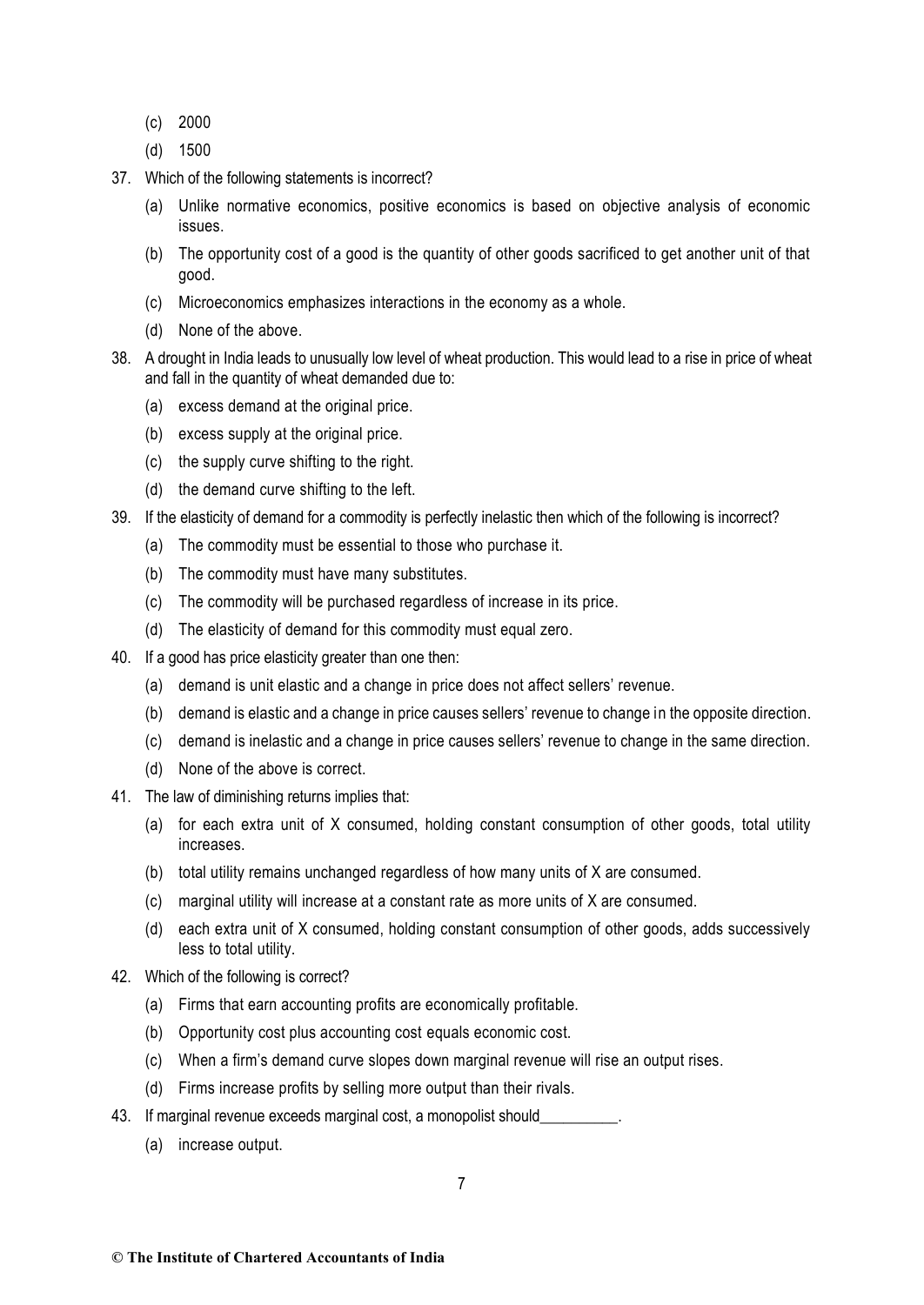(c) 2000

(d) 1500

37. Which of the following statements is incorrect?

    (a) Unlike normative economics, positive economics is based on objective analysis of economic issues.

    (b) The opportunity cost of a good is the quantity of other goods sacrificed to get another unit of that good.

    (c) Microeconomics emphasizes interactions in the economy as a whole.

    (d) None of the above.

38. A drought in India leads to unusually low level of wheat production. This would lead to a rise in price of wheat and fall in the quantity of wheat demanded due to:

    (a) excess demand at the original price.

    (b) excess supply at the original price.

    (c) the supply curve shifting to the right.

    (d) the demand curve shifting to the left.

39. If the elasticity of demand for a commodity is perfectly inelastic then which of the following is incorrect?

    (a) The commodity must be essential to those who purchase it.

    (b) The commodity must have many substitutes.

    (c) The commodity will be purchased regardless of increase in its price.

    (d) The elasticity of demand for this commodity must equal zero.

40. If a good has price elasticity greater than one then:

    (a) demand is unit elastic and a change in price does not affect sellers' revenue.

    (b) demand is elastic and a change in price causes sellers' revenue to change in the opposite direction.

    (c) demand is inelastic and a change in price causes sellers' revenue to change in the same direction.

    (d) None of the above is correct.

41. The law of diminishing returns implies that:

    (a) for each extra unit of X consumed, holding constant consumption of other goods, total utility increases.

    (b) total utility remains unchanged regardless of how many units of X are consumed.

    (c) marginal utility will increase at a constant rate as more units of X are consumed.

    (d) each extra unit of X consumed, holding constant consumption of other goods, adds successively less to total utility.

42. Which of the following is correct?

    (a) Firms that earn accounting profits are economically profitable.

    (b) Opportunity cost plus accounting cost equals economic cost.

    (c) When a firm's demand curve slopes down marginal revenue will rise an output rises.

    (d) Firms increase profits by selling more output than their rivals.

43. If marginal revenue exceeds marginal cost, a monopolist should__________.

    (a) increase output.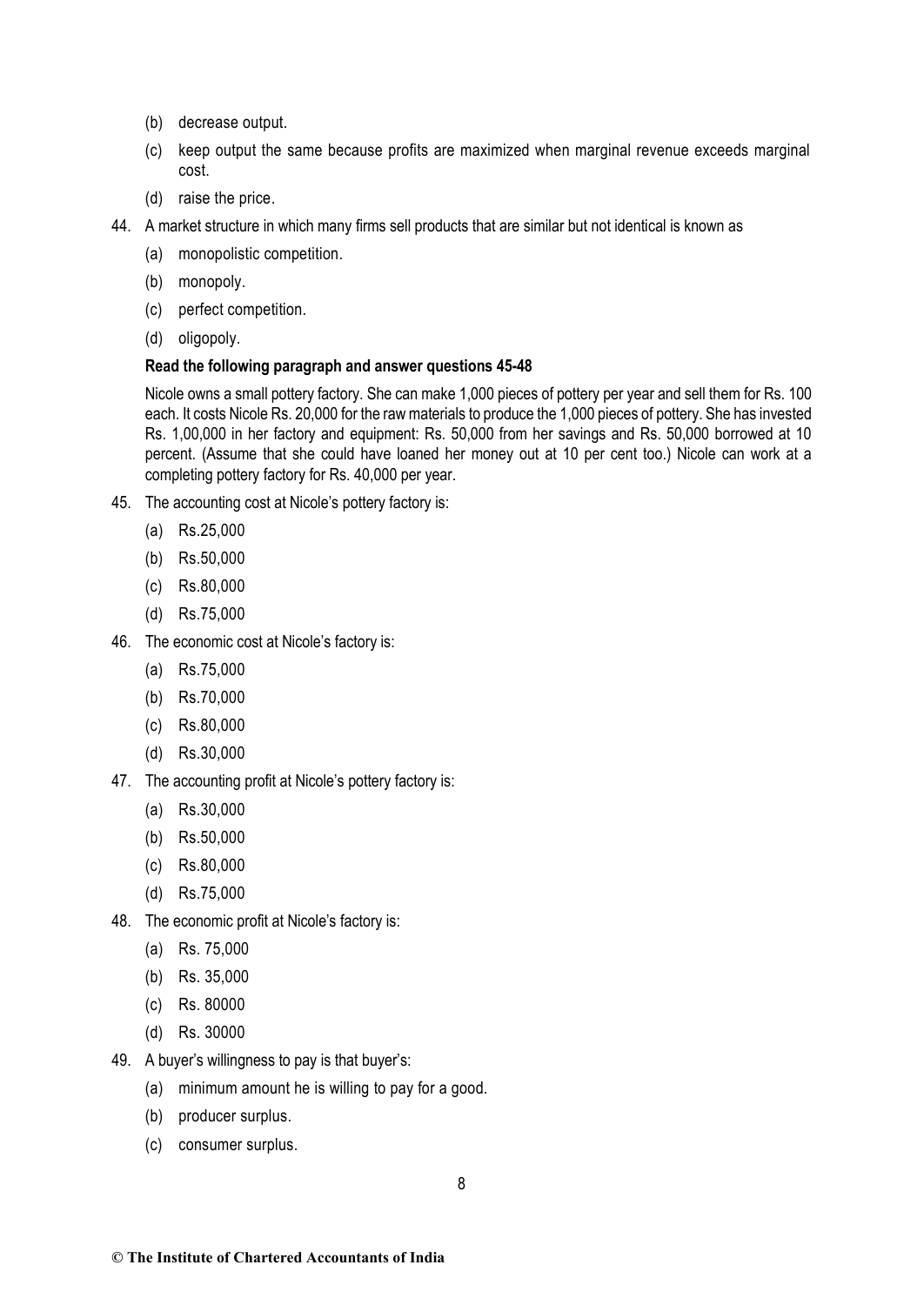(b) decrease output.

(c) keep output the same because profits are maximized when marginal revenue exceeds marginal cost.

(d) raise the price.

44. A market structure in which many firms sell products that are similar but not identical is known as

(a) monopolistic competition.

(b) monopoly.

(c) perfect competition.

(d) oligopoly.

**Read the following paragraph and answer questions 45-48**

Nicole owns a small pottery factory. She can make 1,000 pieces of pottery per year and sell them for Rs. 100 each. It costs Nicole Rs. 20,000 for the raw materials to produce the 1,000 pieces of pottery. She has invested Rs. 1,00,000 in her factory and equipment: Rs. 50,000 from her savings and Rs. 50,000 borrowed at 10 percent. (Assume that she could have loaned her money out at 10 per cent too.) Nicole can work at a completing pottery factory for Rs. 40,000 per year.

45. The accounting cost at Nicole's pottery factory is:

(a) Rs.25,000

(b) Rs.50,000

(c) Rs.80,000

(d) Rs.75,000

46. The economic cost at Nicole's factory is:

(a) Rs.75,000

(b) Rs.70,000

(c) Rs.80,000

(d) Rs.30,000

47. The accounting profit at Nicole's pottery factory is:

(a) Rs.30,000

(b) Rs.50,000

(c) Rs.80,000

(d) Rs.75,000

48. The economic profit at Nicole's factory is:

(a) Rs. 75,000

(b) Rs. 35,000

(c) Rs. 80000

(d) Rs. 30000

49. A buyer's willingness to pay is that buyer's:

(a) minimum amount he is willing to pay for a good.

(b) producer surplus.

(c) consumer surplus.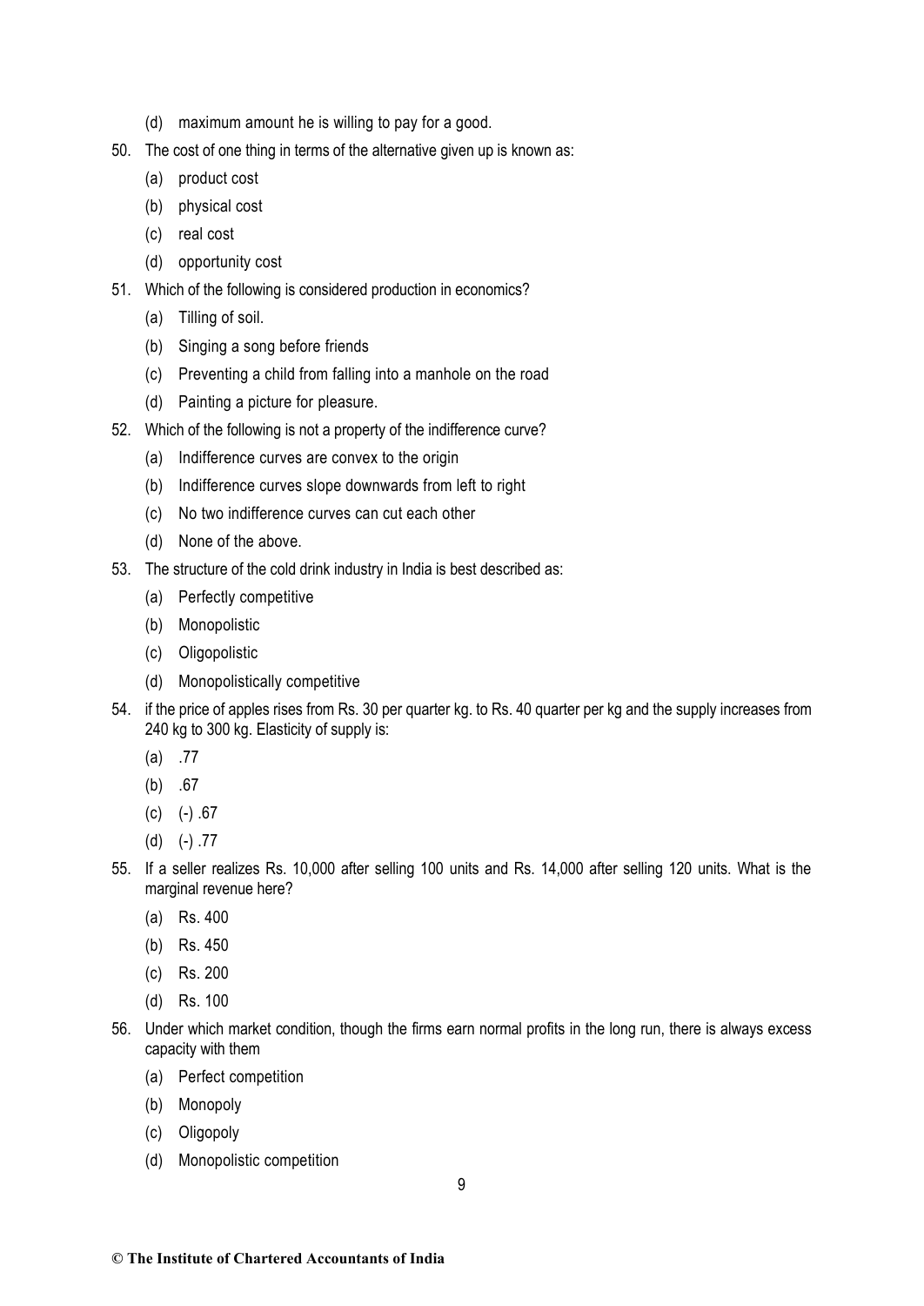(d) maximum amount he is willing to pay for a good.

50. The cost of one thing in terms of the alternative given up is known as:
    (a) product cost
    (b) physical cost
    (c) real cost
    (d) opportunity cost

51. Which of the following is considered production in economics?
    (a) Tilling of soil.
    (b) Singing a song before friends
    (c) Preventing a child from falling into a manhole on the road
    (d) Painting a picture for pleasure.

52. Which of the following is not a property of the indifference curve?
    (a) Indifference curves are convex to the origin
    (b) Indifference curves slope downwards from left to right
    (c) No two indifference curves can cut each other
    (d) None of the above.

53. The structure of the cold drink industry in India is best described as:
    (a) Perfectly competitive
    (b) Monopolistic
    (c) Oligopolistic
    (d) Monopolistically competitive

54. if the price of apples rises from Rs. 30 per quarter kg. to Rs. 40 quarter per kg and the supply increases from 240 kg to 300 kg. Elasticity of supply is:
    (a) .77
    (b) .67
    (c) (-) .67
    (d) (-) .77

55. If a seller realizes Rs. 10,000 after selling 100 units and Rs. 14,000 after selling 120 units. What is the marginal revenue here?
    (a) Rs. 400
    (b) Rs. 450
    (c) Rs. 200
    (d) Rs. 100

56. Under which market condition, though the firms earn normal profits in the long run, there is always excess capacity with them
    (a) Perfect competition
    (b) Monopoly
    (c) Oligopoly
    (d) Monopolistic competition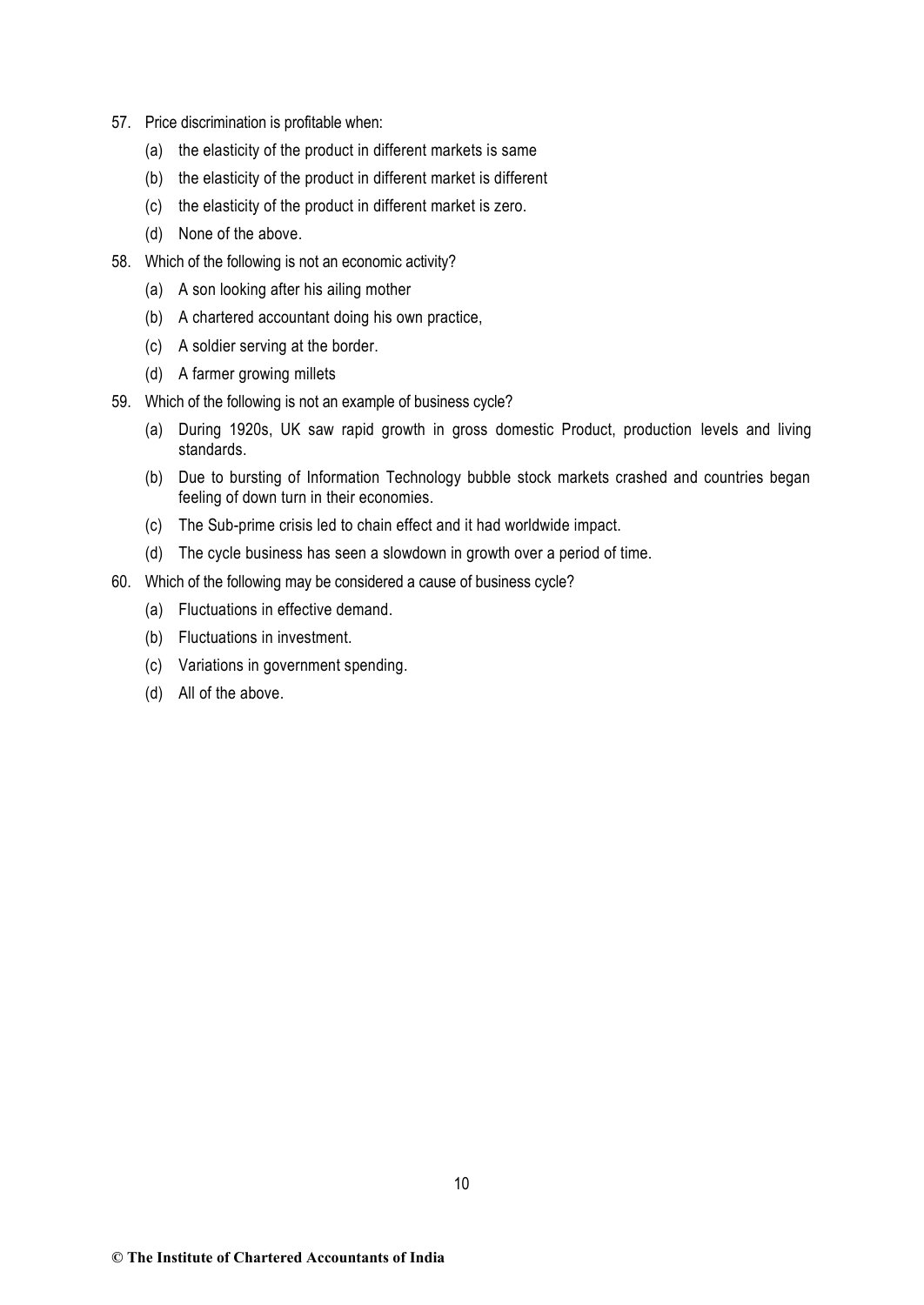57. Price discrimination is profitable when:

    (a) the elasticity of the product in different markets is same

    (b) the elasticity of the product in different market is different

    (c) the elasticity of the product in different market is zero.

    (d) None of the above.

58. Which of the following is not an economic activity?

    (a) A son looking after his ailing mother

    (b) A chartered accountant doing his own practice,

    (c) A soldier serving at the border.

    (d) A farmer growing millets

59. Which of the following is not an example of business cycle?

    (a) During 1920s, UK saw rapid growth in gross domestic Product, production levels and living standards.

    (b) Due to bursting of Information Technology bubble stock markets crashed and countries began feeling of down turn in their economies.

    (c) The Sub-prime crisis led to chain effect and it had worldwide impact.

    (d) The cycle business has seen a slowdown in growth over a period of time.

60. Which of the following may be considered a cause of business cycle?

    (a) Fluctuations in effective demand.

    (b) Fluctuations in investment.

    (c) Variations in government spending.

    (d) All of the above.

**© The Institute of Chartered Accountants of India**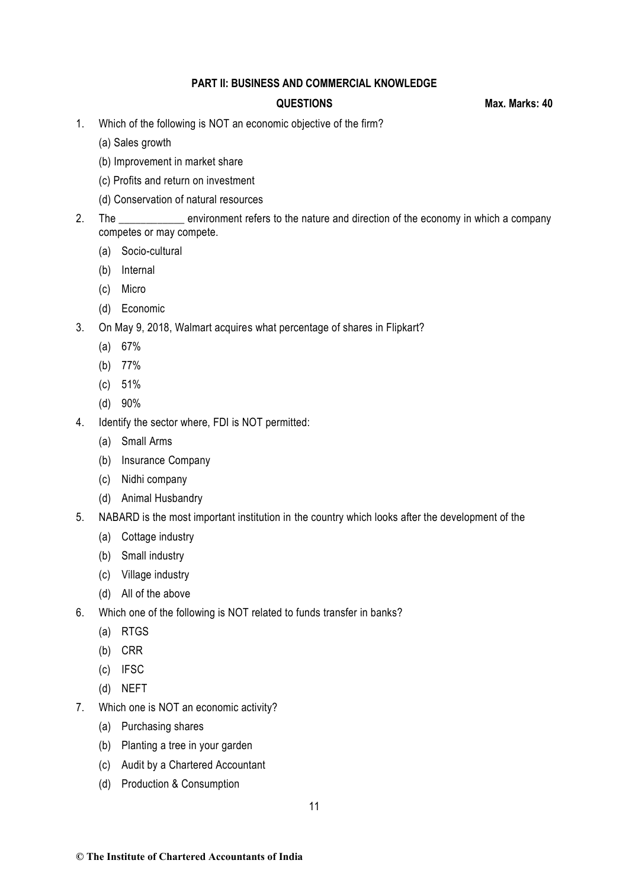## PART II: BUSINESS AND COMMERCIAL KNOWLEDGE

**QUESTIONS** **Max. Marks: 40**

1. Which of the following is NOT an economic objective of the firm?
   (a) Sales growth
   (b) Improvement in market share
   (c) Profits and return on investment
   (d) Conservation of natural resources

2. The ____________ environment refers to the nature and direction of the economy in which a company competes or may compete.
   (a) Socio-cultural
   (b) Internal
   (c) Micro
   (d) Economic

3. On May 9, 2018, Walmart acquires what percentage of shares in Flipkart?
   (a) 67%
   (b) 77%
   (c) 51%
   (d) 90%

4. Identify the sector where, FDI is NOT permitted:
   (a) Small Arms
   (b) Insurance Company
   (c) Nidhi company
   (d) Animal Husbandry

5. NABARD is the most important institution in the country which looks after the development of the
   (a) Cottage industry
   (b) Small industry
   (c) Village industry
   (d) All of the above

6. Which one of the following is NOT related to funds transfer in banks?
   (a) RTGS
   (b) CRR
   (c) IFSC
   (d) NEFT

7. Which one is NOT an economic activity?
   (a) Purchasing shares
   (b) Planting a tree in your garden
   (c) Audit by a Chartered Accountant
   (d) Production & Consumption

© The Institute of Chartered Accountants of India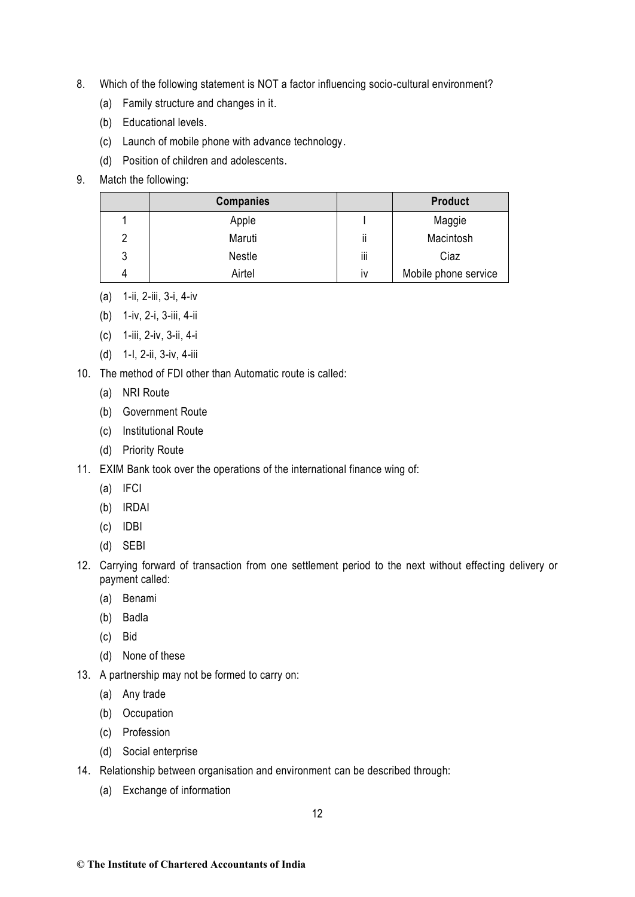8. Which of the following statement is NOT a factor influencing socio-cultural environment?
   (a) Family structure and changes in it.
   (b) Educational levels.
   (c) Launch of mobile phone with advance technology.
   (d) Position of children and adolescents.

9. Match the following:

| | Companies | | Product |
|---|---|---|---|
| 1 | Apple | I | Maggie |
| 2 | Maruti | ii | Macintosh |
| 3 | Nestle | iii | Ciaz |
| 4 | Airtel | iv | Mobile phone service |

   (a) 1-ii, 2-iii, 3-i, 4-iv
   (b) 1-iv, 2-i, 3-iii, 4-ii
   (c) 1-iii, 2-iv, 3-ii, 4-i
   (d) 1-I, 2-ii, 3-iv, 4-iii

10. The method of FDI other than Automatic route is called:
    (a) NRI Route
    (b) Government Route
    (c) Institutional Route
    (d) Priority Route

11. EXIM Bank took over the operations of the international finance wing of:
    (a) IFCI
    (b) IRDAI
    (c) IDBI
    (d) SEBI

12. Carrying forward of transaction from one settlement period to the next without effecting delivery or payment called:
    (a) Benami
    (b) Badla
    (c) Bid
    (d) None of these

13. A partnership may not be formed to carry on:
    (a) Any trade
    (b) Occupation
    (c) Profession
    (d) Social enterprise

14. Relationship between organisation and environment can be described through:
    (a) Exchange of information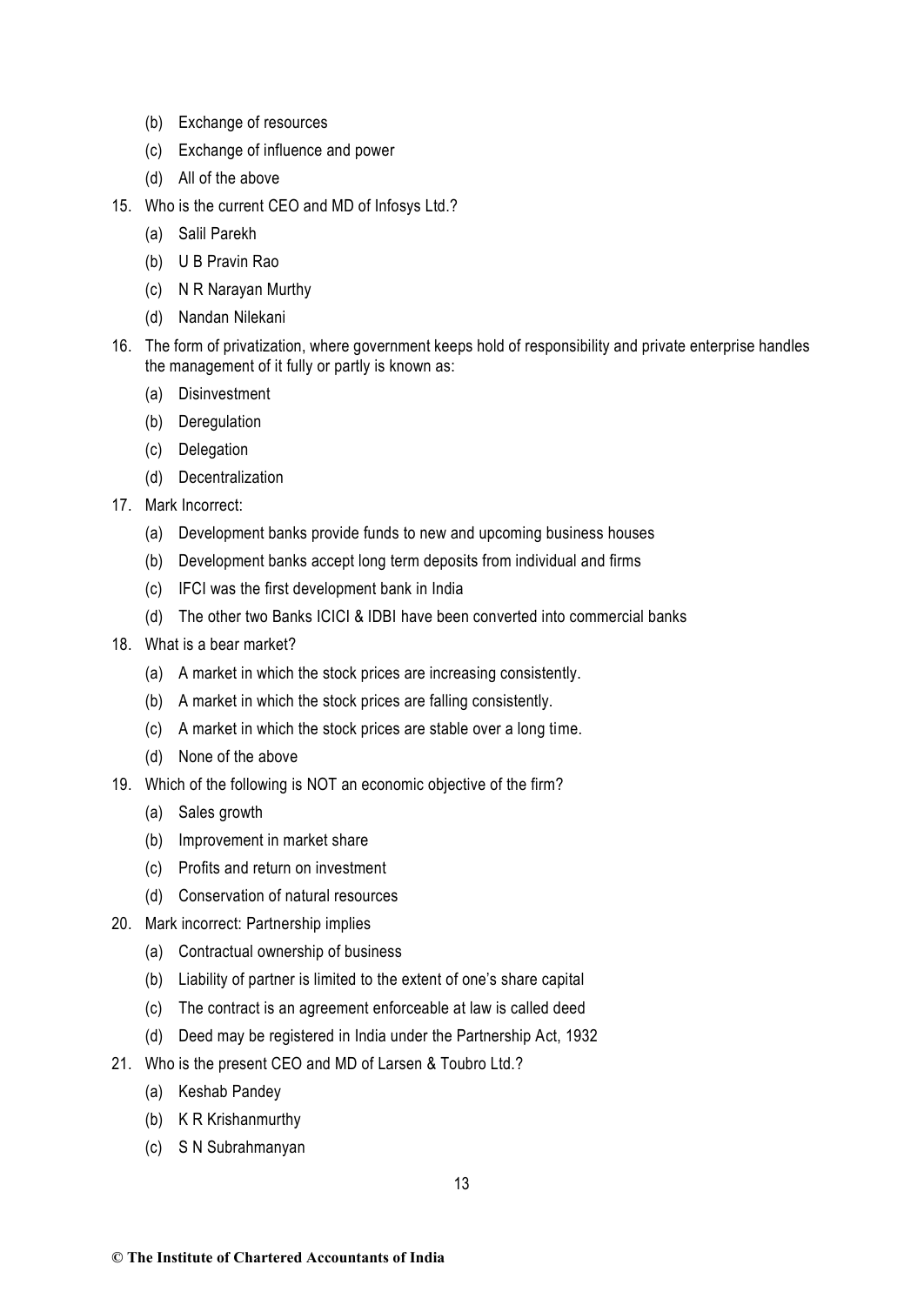(b) Exchange of resources

(c) Exchange of influence and power

(d) All of the above

15. Who is the current CEO and MD of Infosys Ltd.?

    (a) Salil Parekh

    (b) U B Pravin Rao

    (c) N R Narayan Murthy

    (d) Nandan Nilekani

16. The form of privatization, where government keeps hold of responsibility and private enterprise handles the management of it fully or partly is known as:

    (a) Disinvestment

    (b) Deregulation

    (c) Delegation

    (d) Decentralization

17. Mark Incorrect:

    (a) Development banks provide funds to new and upcoming business houses

    (b) Development banks accept long term deposits from individual and firms

    (c) IFCI was the first development bank in India

    (d) The other two Banks ICICI & IDBI have been converted into commercial banks

18. What is a bear market?

    (a) A market in which the stock prices are increasing consistently.

    (b) A market in which the stock prices are falling consistently.

    (c) A market in which the stock prices are stable over a long time.

    (d) None of the above

19. Which of the following is NOT an economic objective of the firm?

    (a) Sales growth

    (b) Improvement in market share

    (c) Profits and return on investment

    (d) Conservation of natural resources

20. Mark incorrect: Partnership implies

    (a) Contractual ownership of business

    (b) Liability of partner is limited to the extent of one's share capital

    (c) The contract is an agreement enforceable at law is called deed

    (d) Deed may be registered in India under the Partnership Act, 1932

21. Who is the present CEO and MD of Larsen & Toubro Ltd.?

    (a) Keshab Pandey

    (b) K R Krishanmurthy

    (c) S N Subrahmanyan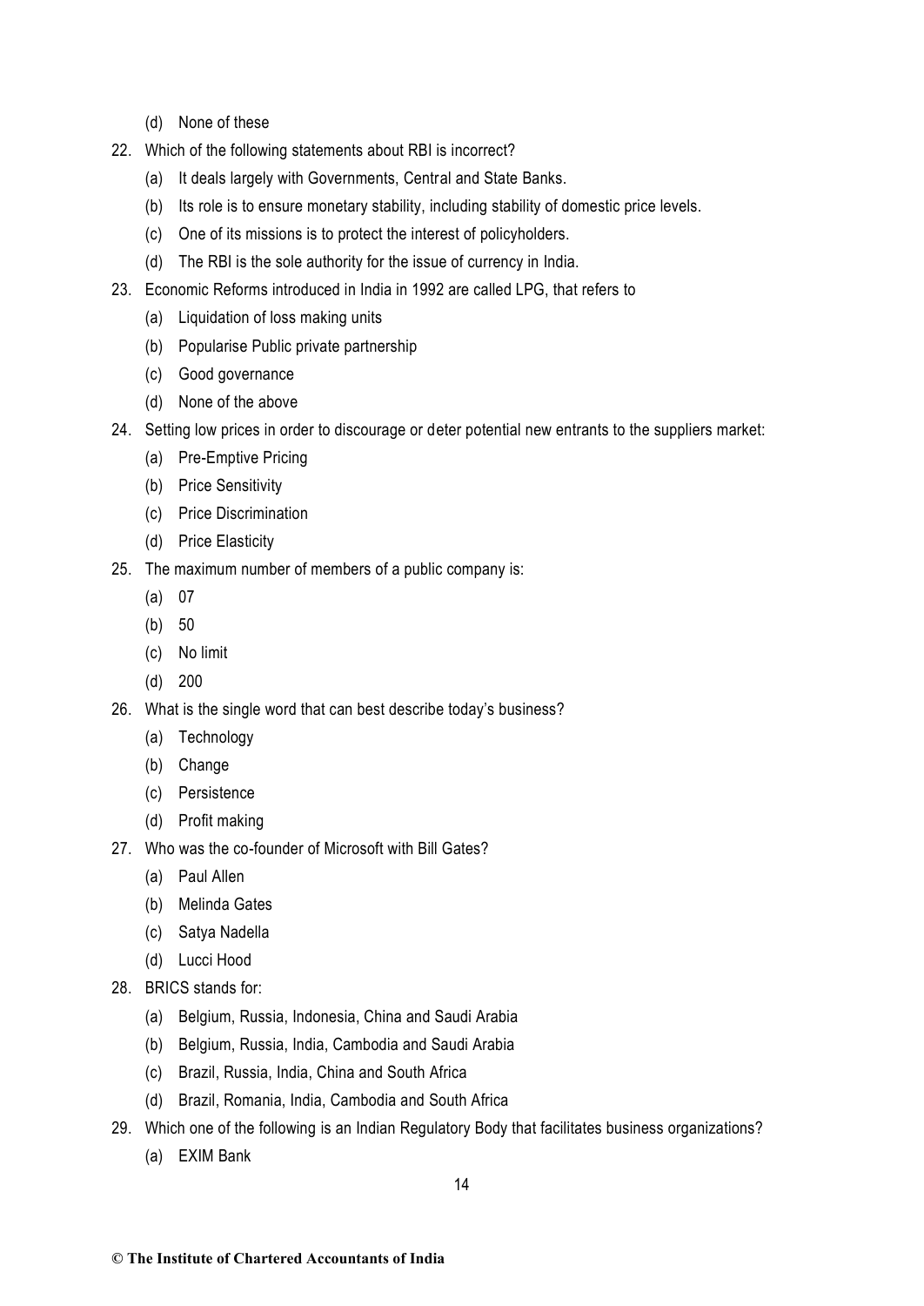(d) None of these

22. Which of the following statements about RBI is incorrect?
    (a) It deals largely with Governments, Central and State Banks.
    (b) Its role is to ensure monetary stability, including stability of domestic price levels.
    (c) One of its missions is to protect the interest of policyholders.
    (d) The RBI is the sole authority for the issue of currency in India.

23. Economic Reforms introduced in India in 1992 are called LPG, that refers to
    (a) Liquidation of loss making units
    (b) Popularise Public private partnership
    (c) Good governance
    (d) None of the above

24. Setting low prices in order to discourage or deter potential new entrants to the suppliers market:
    (a) Pre-Emptive Pricing
    (b) Price Sensitivity
    (c) Price Discrimination
    (d) Price Elasticity

25. The maximum number of members of a public company is:
    (a) 07
    (b) 50
    (c) No limit
    (d) 200

26. What is the single word that can best describe today's business?
    (a) Technology
    (b) Change
    (c) Persistence
    (d) Profit making

27. Who was the co-founder of Microsoft with Bill Gates?
    (a) Paul Allen
    (b) Melinda Gates
    (c) Satya Nadella
    (d) Lucci Hood

28. BRICS stands for:
    (a) Belgium, Russia, Indonesia, China and Saudi Arabia
    (b) Belgium, Russia, India, Cambodia and Saudi Arabia
    (c) Brazil, Russia, India, China and South Africa
    (d) Brazil, Romania, India, Cambodia and South Africa

29. Which one of the following is an Indian Regulatory Body that facilitates business organizations?
    (a) EXIM Bank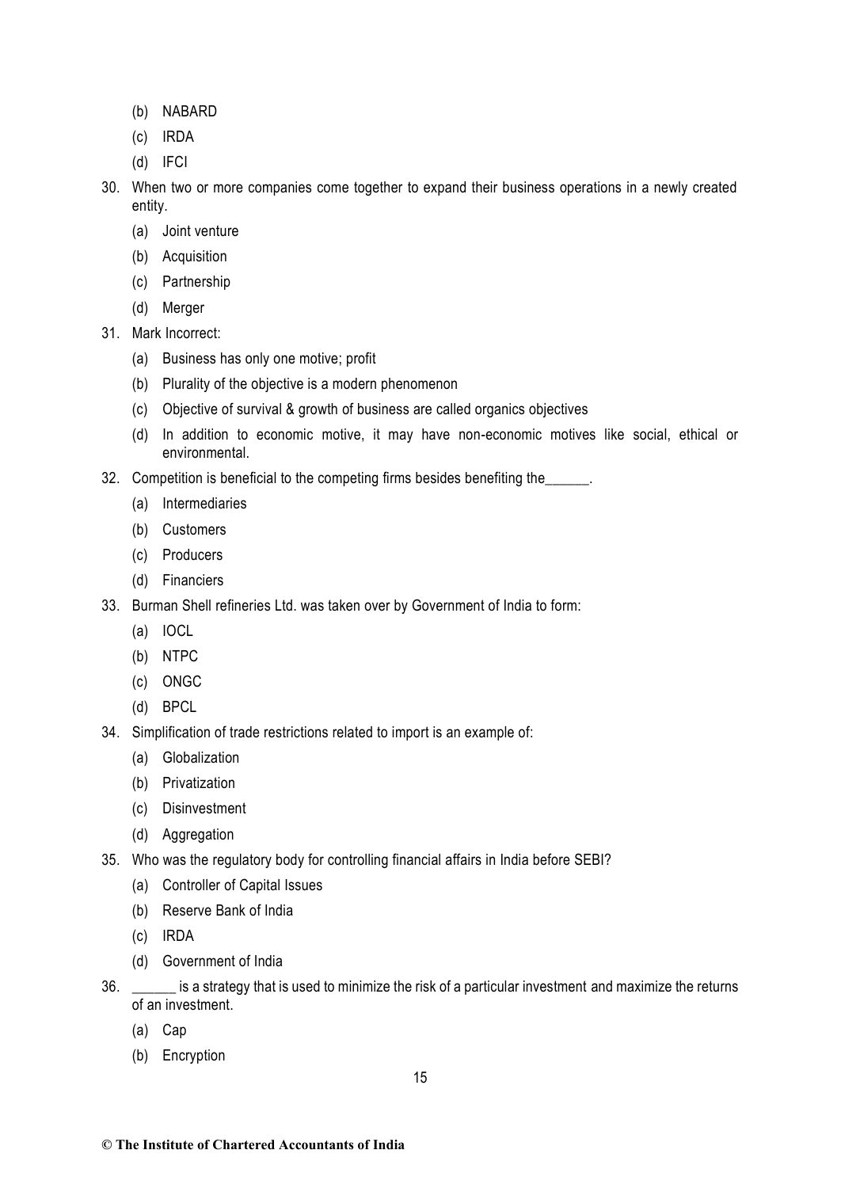(b) NABARD

(c) IRDA

(d) IFCI

30. When two or more companies come together to expand their business operations in a newly created entity.

    (a) Joint venture

    (b) Acquisition

    (c) Partnership

    (d) Merger

31. Mark Incorrect:

    (a) Business has only one motive; profit

    (b) Plurality of the objective is a modern phenomenon

    (c) Objective of survival & growth of business are called organics objectives

    (d) In addition to economic motive, it may have non-economic motives like social, ethical or environmental.

32. Competition is beneficial to the competing firms besides benefiting the______.

    (a) Intermediaries

    (b) Customers

    (c) Producers

    (d) Financiers

33. Burman Shell refineries Ltd. was taken over by Government of India to form:

    (a) IOCL

    (b) NTPC

    (c) ONGC

    (d) BPCL

34. Simplification of trade restrictions related to import is an example of:

    (a) Globalization

    (b) Privatization

    (c) Disinvestment

    (d) Aggregation

35. Who was the regulatory body for controlling financial affairs in India before SEBI?

    (a) Controller of Capital Issues

    (b) Reserve Bank of India

    (c) IRDA

    (d) Government of India

36. ______ is a strategy that is used to minimize the risk of a particular investment and maximize the returns of an investment.

    (a) Cap

    (b) Encryption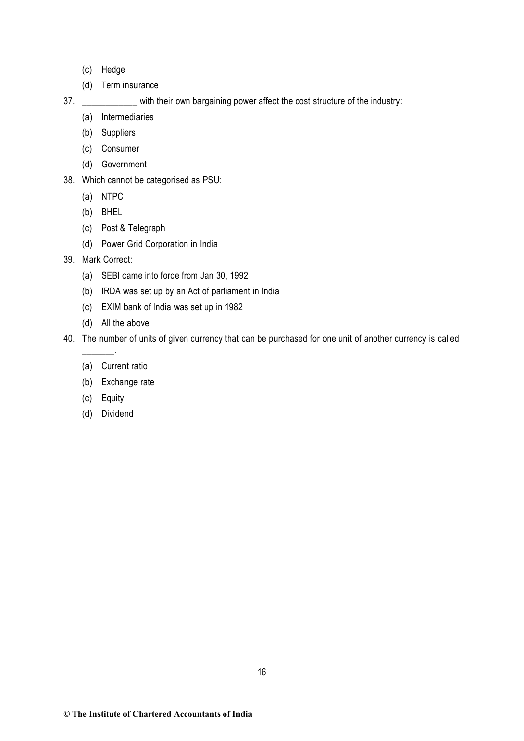(c) Hedge

(d) Term insurance

37. ____________ with their own bargaining power affect the cost structure of the industry:

    (a) Intermediaries

    (b) Suppliers

    (c) Consumer

    (d) Government

38. Which cannot be categorised as PSU:

    (a) NTPC

    (b) BHEL

    (c) Post & Telegraph

    (d) Power Grid Corporation in India

39. Mark Correct:

    (a) SEBI came into force from Jan 30, 1992

    (b) IRDA was set up by an Act of parliament in India

    (c) EXIM bank of India was set up in 1982

    (d) All the above

40. The number of units of given currency that can be purchased for one unit of another currency is called _______.

    (a) Current ratio

    (b) Exchange rate

    (c) Equity

    (d) Dividend

© The Institute of Chartered Accountants of India